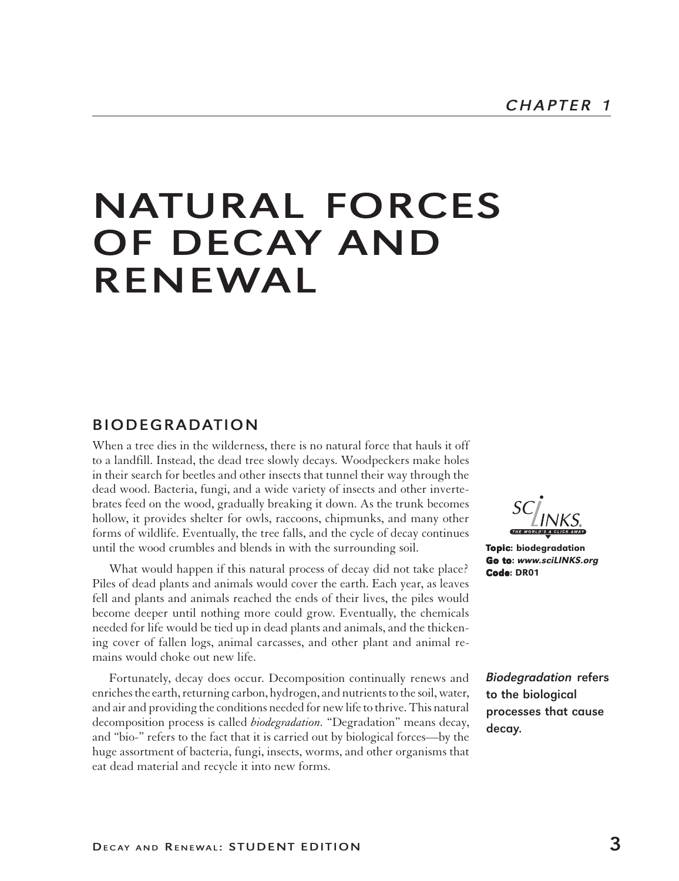CHAPTER 1

# NATURAL FORCES OF DECAY AND RENEWAL

## BIODEGRADATION

When a tree dies in the wilderness, there is no natural force that hauls it off to a landfill. Instead, the dead tree slowly decays. Woodpeckers make holes in their search for beetles and other insects that tunnel their way through the dead wood. Bacteria, fungi, and a wide variety of insects and other invertebrates feed on the wood, gradually breaking it down. As the trunk becomes hollow, it provides shelter for owls, raccoons, chipmunks, and many other forms of wildlife. Eventually, the tree falls, and the cycle of decay continues until the wood crumbles and blends in with the surrounding soil.

**Topic**: biodegradation
**Go to**: *www.sciLINKS.org*
**Code**: DR01

What would happen if this natural process of decay did not take place? Piles of dead plants and animals would cover the earth. Each year, as leaves fell and plants and animals reached the ends of their lives, the piles would become deeper until nothing more could grow. Eventually, the chemicals needed for life would be tied up in dead plants and animals, and the thickening cover of fallen logs, animal carcasses, and other plant and animal remains would choke out new life.

Fortunately, decay does occur. Decomposition continually renews and enriches the earth, returning carbon, hydrogen, and nutrients to the soil, water, and air and providing the conditions needed for new life to thrive. This natural decomposition process is called *biodegradation.* "Degradation" means decay, and "bio-" refers to the fact that it is carried out by biological forces—by the huge assortment of bacteria, fungi, insects, worms, and other organisms that eat dead material and recycle it into new forms.

***Biodegradation*** **refers to the biological processes that cause decay.**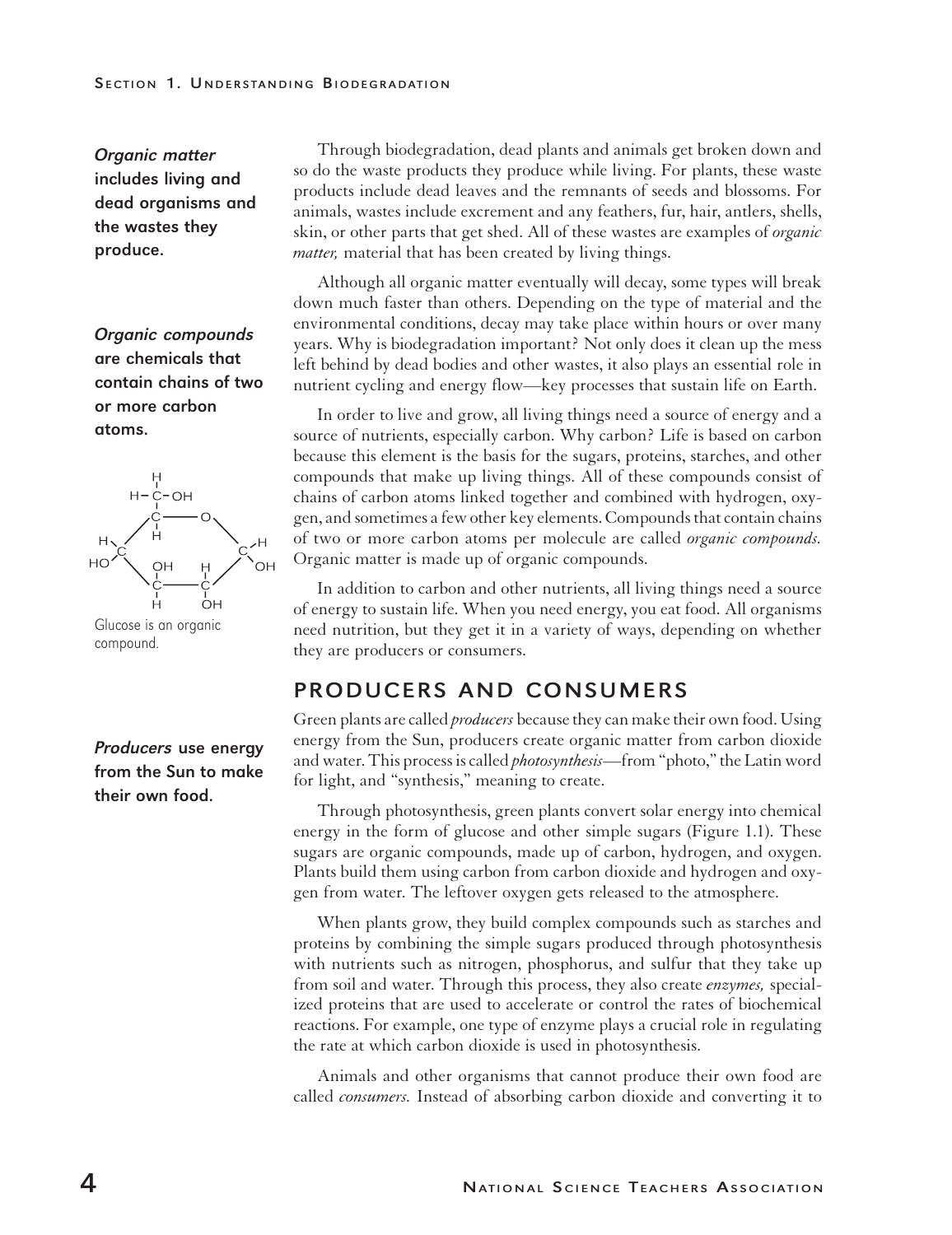***Organic matter*** **includes living and dead organisms and the wastes they produce.**

Through biodegradation, dead plants and animals get broken down and so do the waste products they produce while living. For plants, these waste products include dead leaves and the remnants of seeds and blossoms. For animals, wastes include excrement and any feathers, fur, hair, antlers, shells, skin, or other parts that get shed. All of these wastes are examples of *organic matter,* material that has been created by living things.

Although all organic matter eventually will decay, some types will break down much faster than others. Depending on the type of material and the environmental conditions, decay may take place within hours or over many years. Why is biodegradation important? Not only does it clean up the mess left behind by dead bodies and other wastes, it also plays an essential role in nutrient cycling and energy flow—key processes that sustain life on Earth.

***Organic compounds*** **are chemicals that contain chains of two or more carbon atoms.**

In order to live and grow, all living things need a source of energy and a source of nutrients, especially carbon. Why carbon? Life is based on carbon because this element is the basis for the sugars, proteins, starches, and other compounds that make up living things. All of these compounds consist of chains of carbon atoms linked together and combined with hydrogen, oxygen, and sometimes a few other key elements. Compounds that contain chains of two or more carbon atoms per molecule are called *organic compounds.* Organic matter is made up of organic compounds.

Glucose is an organic compound.

In addition to carbon and other nutrients, all living things need a source of energy to sustain life. When you need energy, you eat food. All organisms need nutrition, but they get it in a variety of ways, depending on whether they are producers or consumers.

## PRODUCERS AND CONSUMERS

***Producers*** **use energy from the Sun to make their own food.**

Green plants are called *producers* because they can make their own food. Using energy from the Sun, producers create organic matter from carbon dioxide and water. This process is called *photosynthesis*—from "photo," the Latin word for light, and "synthesis," meaning to create.

Through photosynthesis, green plants convert solar energy into chemical energy in the form of glucose and other simple sugars (Figure 1.1). These sugars are organic compounds, made up of carbon, hydrogen, and oxygen. Plants build them using carbon from carbon dioxide and hydrogen and oxygen from water. The leftover oxygen gets released to the atmosphere.

When plants grow, they build complex compounds such as starches and proteins by combining the simple sugars produced through photosynthesis with nutrients such as nitrogen, phosphorus, and sulfur that they take up from soil and water. Through this process, they also create *enzymes,* specialized proteins that are used to accelerate or control the rates of biochemical reactions. For example, one type of enzyme plays a crucial role in regulating the rate at which carbon dioxide is used in photosynthesis.

Animals and other organisms that cannot produce their own food are called *consumers.* Instead of absorbing carbon dioxide and converting it to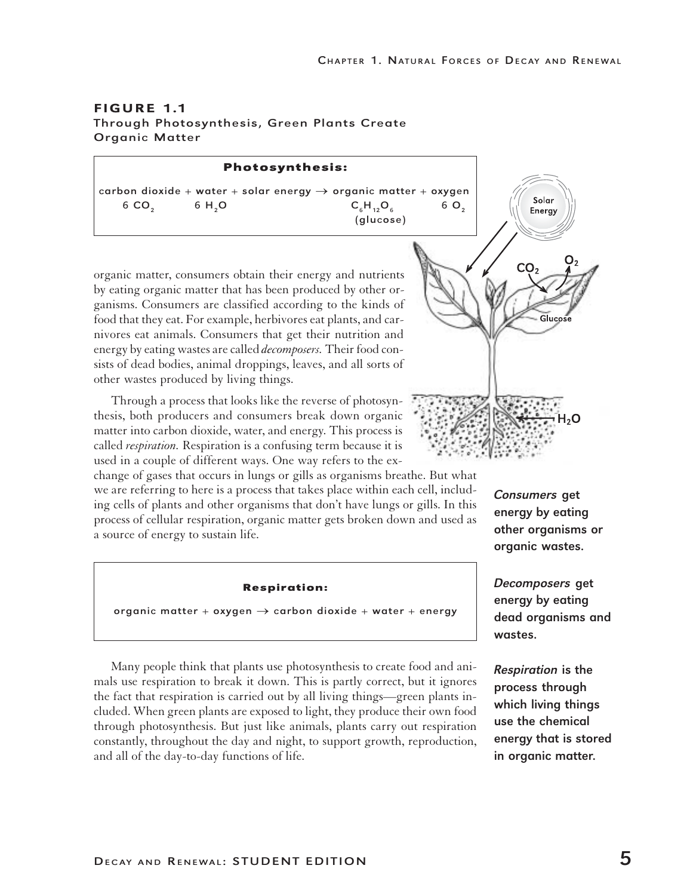**FIGURE 1.1**
**Through Photosynthesis, Green Plants Create Organic Matter**

**Photosynthesis:**

carbon dioxide + water + solar energy → organic matter + oxygen
$6\ CO_2$ $6\ H_2O$ $C_6H_{12}O_6$ (glucose) $6\ O_2$

Solar Energy

$CO_2$ $O_2$

Glucose

$H_2O$

organic matter, consumers obtain their energy and nutrients by eating organic matter that has been produced by other organisms. Consumers are classified according to the kinds of food that they eat. For example, herbivores eat plants, and carnivores eat animals. Consumers that get their nutrition and energy by eating wastes are called *decomposers.* Their food consists of dead bodies, animal droppings, leaves, and all sorts of other wastes produced by living things.

Through a process that looks like the reverse of photosynthesis, both producers and consumers break down organic matter into carbon dioxide, water, and energy. This process is called *respiration.* Respiration is a confusing term because it is used in a couple of different ways. One way refers to the exchange of gases that occurs in lungs or gills as organisms breathe. But what we are referring to here is a process that takes place within each cell, including cells of plants and other organisms that don't have lungs or gills. In this process of cellular respiration, organic matter gets broken down and used as a source of energy to sustain life.

**Respiration:**

organic matter + oxygen → carbon dioxide + water + energy

Many people think that plants use photosynthesis to create food and animals use respiration to break it down. This is partly correct, but it ignores the fact that respiration is carried out by all living things—green plants included. When green plants are exposed to light, they produce their own food through photosynthesis. But just like animals, plants carry out respiration constantly, throughout the day and night, to support growth, reproduction, and all of the day-to-day functions of life.

***Consumers*** **get energy by eating other organisms or organic wastes.**

***Decomposers*** **get energy by eating dead organisms and wastes.**

***Respiration*** **is the process through which living things use the chemical energy that is stored in organic matter.**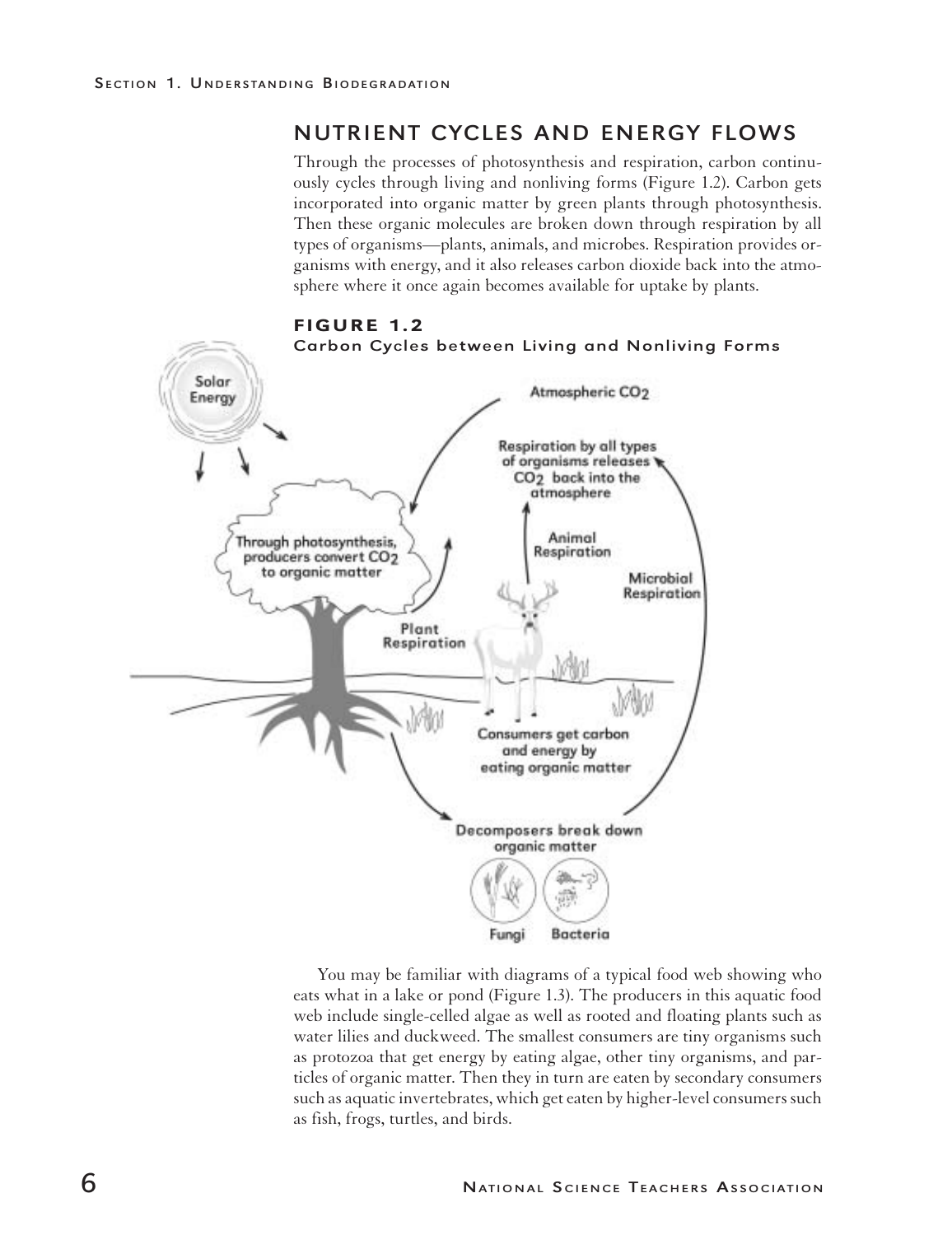## NUTRIENT CYCLES AND ENERGY FLOWS

Through the processes of photosynthesis and respiration, carbon continuously cycles through living and nonliving forms (Figure 1.2). Carbon gets incorporated into organic matter by green plants through photosynthesis. Then these organic molecules are broken down through respiration by all types of organisms—plants, animals, and microbes. Respiration provides organisms with energy, and it also releases carbon dioxide back into the atmosphere where it once again becomes available for uptake by plants.

**FIGURE 1.2**
**Carbon Cycles between Living and Nonliving Forms**

You may be familiar with diagrams of a typical food web showing who eats what in a lake or pond (Figure 1.3). The producers in this aquatic food web include single-celled algae as well as rooted and floating plants such as water lilies and duckweed. The smallest consumers are tiny organisms such as protozoa that get energy by eating algae, other tiny organisms, and particles of organic matter. Then they in turn are eaten by secondary consumers such as aquatic invertebrates, which get eaten by higher-level consumers such as fish, frogs, turtles, and birds.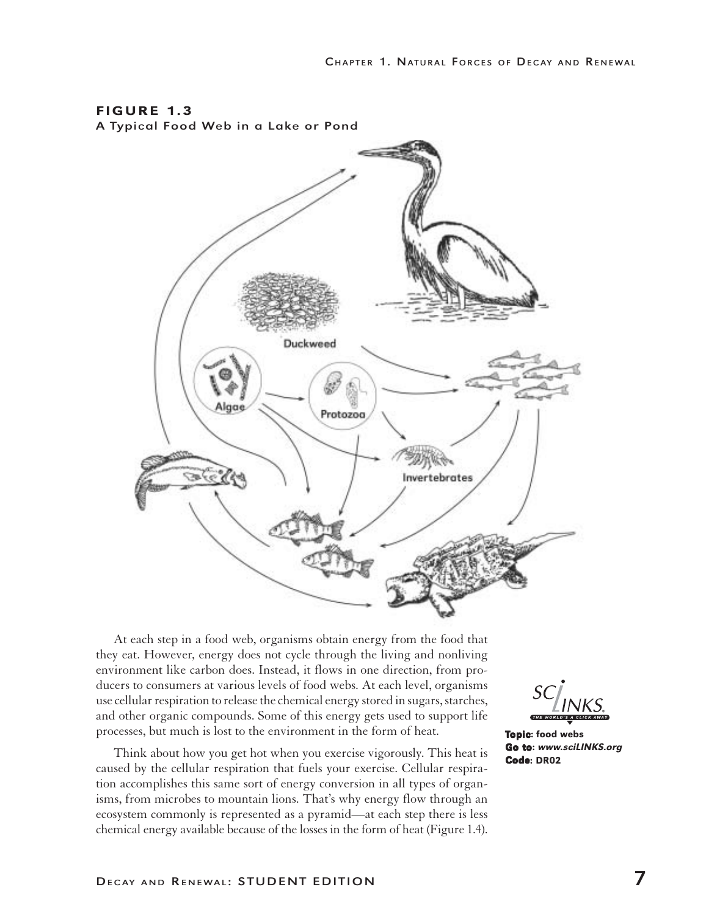**FIGURE 1.3**
**A Typical Food Web in a Lake or Pond**

At each step in a food web, organisms obtain energy from the food that they eat. However, energy does not cycle through the living and nonliving environment like carbon does. Instead, it flows in one direction, from producers to consumers at various levels of food webs. At each level, organisms use cellular respiration to release the chemical energy stored in sugars, starches, and other organic compounds. Some of this energy gets used to support life processes, but much is lost to the environment in the form of heat.

Think about how you get hot when you exercise vigorously. This heat is caused by the cellular respiration that fuels your exercise. Cellular respiration accomplishes this same sort of energy conversion in all types of organisms, from microbes to mountain lions. That's why energy flow through an ecosystem commonly is represented as a pyramid—at each step there is less chemical energy available because of the losses in the form of heat (Figure 1.4).

SCLINKS. THE WORLD'S A CLICK AWAY

**Topic**: food webs
**Go to**: *www.sciLINKS.org*
**Code**: DR02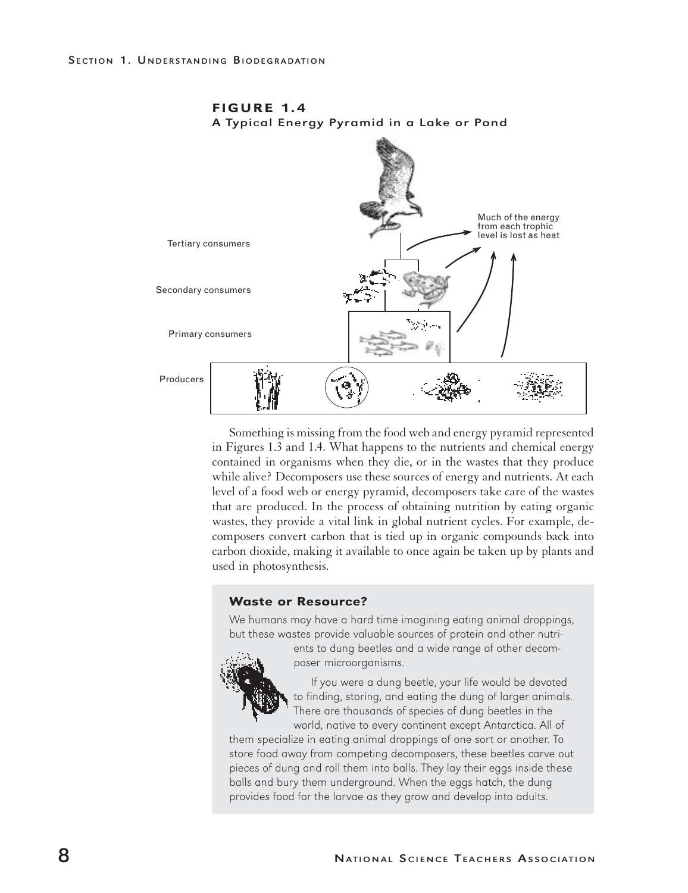**FIGURE 1.4**
**A Typical Energy Pyramid in a Lake or Pond**

Tertiary consumers

Secondary consumers

Primary consumers

Producers

Much of the energy from each trophic level is lost as heat

Something is missing from the food web and energy pyramid represented in Figures 1.3 and 1.4. What happens to the nutrients and chemical energy contained in organisms when they die, or in the wastes that they produce while alive? Decomposers use these sources of energy and nutrients. At each level of a food web or energy pyramid, decomposers take care of the wastes that are produced. In the process of obtaining nutrition by eating organic wastes, they provide a vital link in global nutrient cycles. For example, decomposers convert carbon that is tied up in organic compounds back into carbon dioxide, making it available to once again be taken up by plants and used in photosynthesis.

### Waste or Resource?

We humans may have a hard time imagining eating animal droppings, but these wastes provide valuable sources of protein and other nutrients to dung beetles and a wide range of other decomposer microorganisms.

If you were a dung beetle, your life would be devoted to finding, storing, and eating the dung of larger animals. There are thousands of species of dung beetles in the world, native to every continent except Antarctica. All of them specialize in eating animal droppings of one sort or another. To store food away from competing decomposers, these beetles carve out pieces of dung and roll them into balls. They lay their eggs inside these balls and bury them underground. When the eggs hatch, the dung provides food for the larvae as they grow and develop into adults.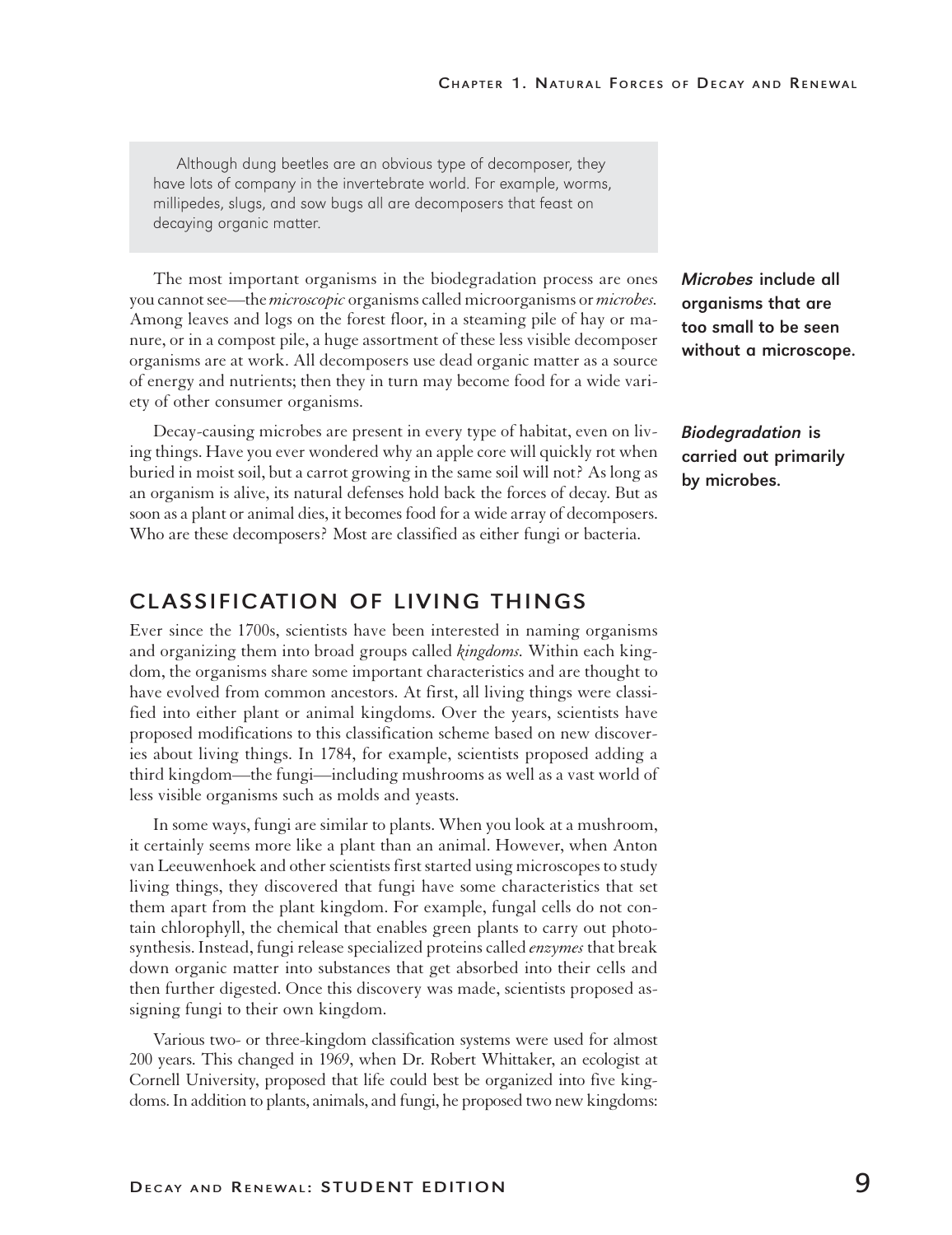> Although dung beetles are an obvious type of decomposer, they have lots of company in the invertebrate world. For example, worms, millipedes, slugs, and sow bugs all are decomposers that feast on decaying organic matter.

The most important organisms in the biodegradation process are ones you cannot see—the *microscopic* organisms called microorganisms or *microbes*. Among leaves and logs on the forest floor, in a steaming pile of hay or manure, or in a compost pile, a huge assortment of these less visible decomposer organisms are at work. All decomposers use dead organic matter as a source of energy and nutrients; then they in turn may become food for a wide variety of other consumer organisms.

***Microbes*** **include all organisms that are too small to be seen without a microscope.**

Decay-causing microbes are present in every type of habitat, even on living things. Have you ever wondered why an apple core will quickly rot when buried in moist soil, but a carrot growing in the same soil will not? As long as an organism is alive, its natural defenses hold back the forces of decay. But as soon as a plant or animal dies, it becomes food for a wide array of decomposers. Who are these decomposers? Most are classified as either fungi or bacteria.

***Biodegradation*** **is carried out primarily by microbes.**

## CLASSIFICATION OF LIVING THINGS

Ever since the 1700s, scientists have been interested in naming organisms and organizing them into broad groups called *kingdoms*. Within each kingdom, the organisms share some important characteristics and are thought to have evolved from common ancestors. At first, all living things were classified into either plant or animal kingdoms. Over the years, scientists have proposed modifications to this classification scheme based on new discoveries about living things. In 1784, for example, scientists proposed adding a third kingdom—the fungi—including mushrooms as well as a vast world of less visible organisms such as molds and yeasts.

In some ways, fungi are similar to plants. When you look at a mushroom, it certainly seems more like a plant than an animal. However, when Anton van Leeuwenhoek and other scientists first started using microscopes to study living things, they discovered that fungi have some characteristics that set them apart from the plant kingdom. For example, fungal cells do not contain chlorophyll, the chemical that enables green plants to carry out photosynthesis. Instead, fungi release specialized proteins called *enzymes* that break down organic matter into substances that get absorbed into their cells and then further digested. Once this discovery was made, scientists proposed assigning fungi to their own kingdom.

Various two- or three-kingdom classification systems were used for almost 200 years. This changed in 1969, when Dr. Robert Whittaker, an ecologist at Cornell University, proposed that life could best be organized into five kingdoms. In addition to plants, animals, and fungi, he proposed two new kingdoms: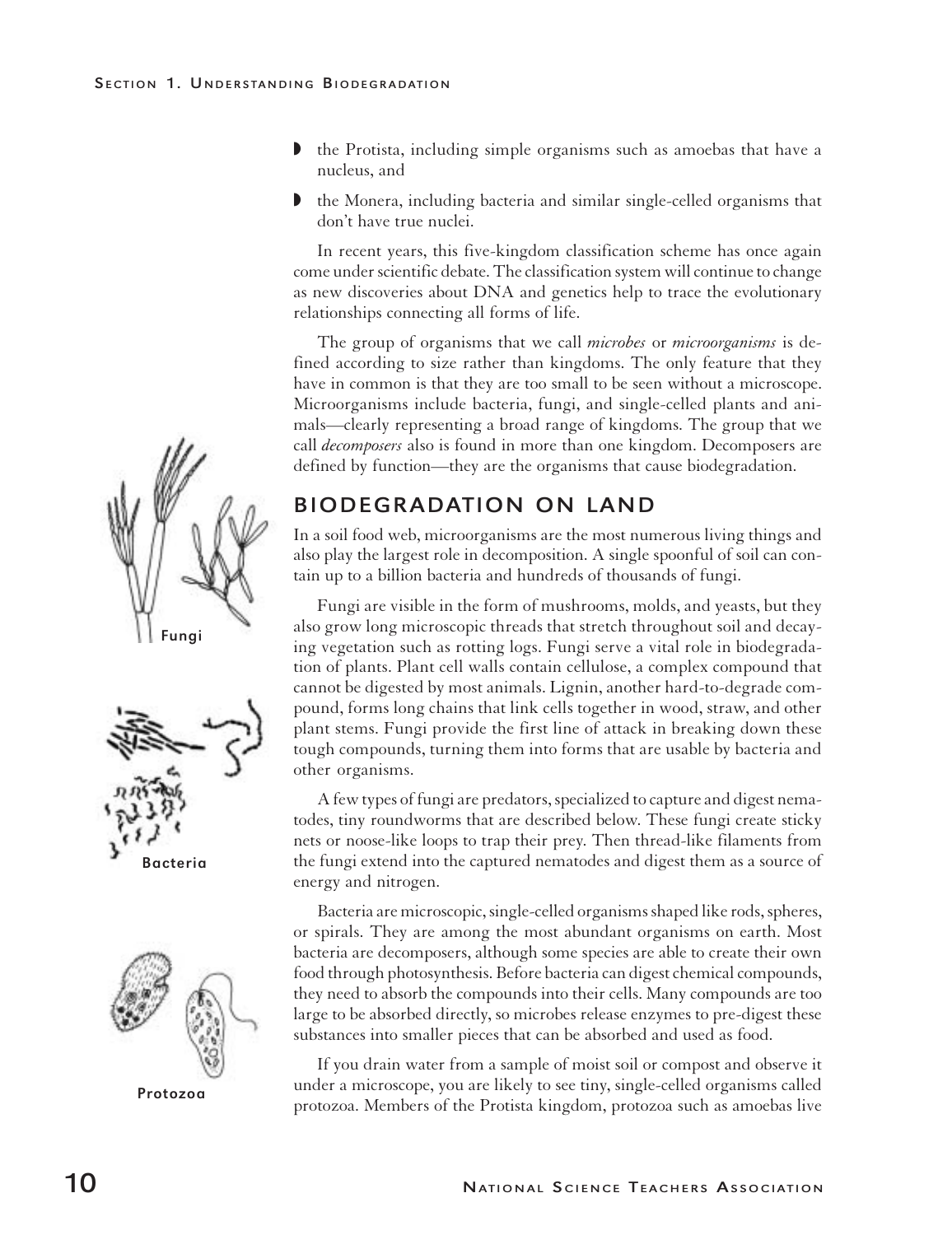- the Protista, including simple organisms such as amoebas that have a nucleus, and
- the Monera, including bacteria and similar single-celled organisms that don't have true nuclei.

In recent years, this five-kingdom classification scheme has once again come under scientific debate. The classification system will continue to change as new discoveries about DNA and genetics help to trace the evolutionary relationships connecting all forms of life.

The group of organisms that we call *microbes* or *microorganisms* is defined according to size rather than kingdoms. The only feature that they have in common is that they are too small to be seen without a microscope. Microorganisms include bacteria, fungi, and single-celled plants and animals—clearly representing a broad range of kingdoms. The group that we call *decomposers* also is found in more than one kingdom. Decomposers are defined by function—they are the organisms that cause biodegradation.

## BIODEGRADATION ON LAND

In a soil food web, microorganisms are the most numerous living things and also play the largest role in decomposition. A single spoonful of soil can contain up to a billion bacteria and hundreds of thousands of fungi.

Fungi are visible in the form of mushrooms, molds, and yeasts, but they also grow long microscopic threads that stretch throughout soil and decaying vegetation such as rotting logs. Fungi serve a vital role in biodegradation of plants. Plant cell walls contain cellulose, a complex compound that cannot be digested by most animals. Lignin, another hard-to-degrade compound, forms long chains that link cells together in wood, straw, and other plant stems. Fungi provide the first line of attack in breaking down these tough compounds, turning them into forms that are usable by bacteria and other organisms.

Fungi

A few types of fungi are predators, specialized to capture and digest nematodes, tiny roundworms that are described below. These fungi create sticky nets or noose-like loops to trap their prey. Then thread-like filaments from the fungi extend into the captured nematodes and digest them as a source of energy and nitrogen.

Bacteria

Bacteria are microscopic, single-celled organisms shaped like rods, spheres, or spirals. They are among the most abundant organisms on earth. Most bacteria are decomposers, although some species are able to create their own food through photosynthesis. Before bacteria can digest chemical compounds, they need to absorb the compounds into their cells. Many compounds are too large to be absorbed directly, so microbes release enzymes to pre-digest these substances into smaller pieces that can be absorbed and used as food.

Protozoa

If you drain water from a sample of moist soil or compost and observe it under a microscope, you are likely to see tiny, single-celled organisms called protozoa. Members of the Protista kingdom, protozoa such as amoebas live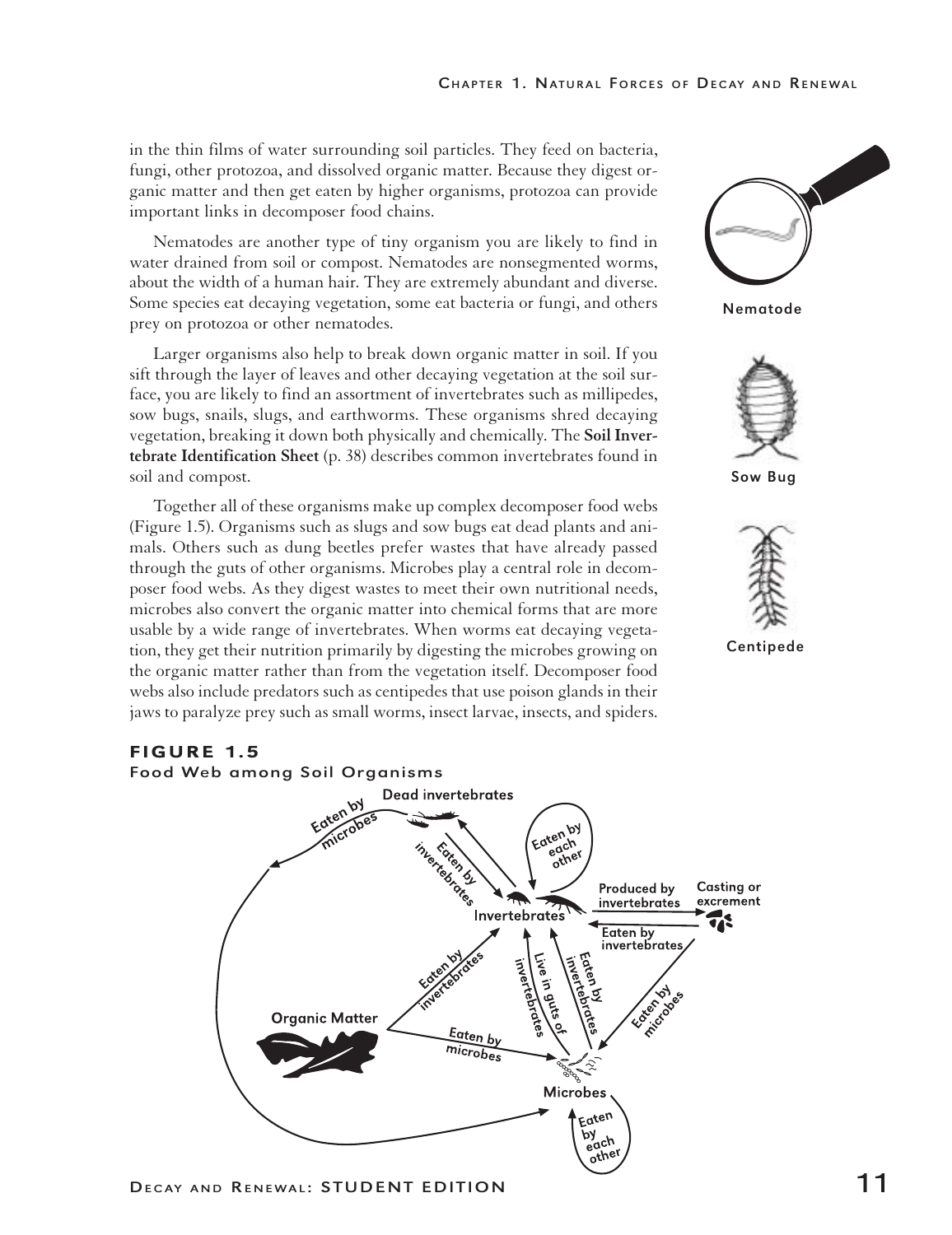in the thin films of water surrounding soil particles. They feed on bacteria, fungi, other protozoa, and dissolved organic matter. Because they digest organic matter and then get eaten by higher organisms, protozoa can provide important links in decomposer food chains.

Nematodes are another type of tiny organism you are likely to find in water drained from soil or compost. Nematodes are nonsegmented worms, about the width of a human hair. They are extremely abundant and diverse. Some species eat decaying vegetation, some eat bacteria or fungi, and others prey on protozoa or other nematodes.

Nematode

Larger organisms also help to break down organic matter in soil. If you sift through the layer of leaves and other decaying vegetation at the soil surface, you are likely to find an assortment of invertebrates such as millipedes, sow bugs, snails, slugs, and earthworms. These organisms shred decaying vegetation, breaking it down both physically and chemically. The **Soil Invertebrate Identification Sheet** (p. 38) describes common invertebrates found in soil and compost.

Sow Bug

Together all of these organisms make up complex decomposer food webs (Figure 1.5). Organisms such as slugs and sow bugs eat dead plants and animals. Others such as dung beetles prefer wastes that have already passed through the guts of other organisms. Microbes play a central role in decomposer food webs. As they digest wastes to meet their own nutritional needs, microbes also convert the organic matter into chemical forms that are more usable by a wide range of invertebrates. When worms eat decaying vegetation, they get their nutrition primarily by digesting the microbes growing on the organic matter rather than from the vegetation itself. Decomposer food webs also include predators such as centipedes that use poison glands in their jaws to paralyze prey such as small worms, insect larvae, insects, and spiders.

Centipede

**FIGURE 1.5**
**Food Web among Soil Organisms**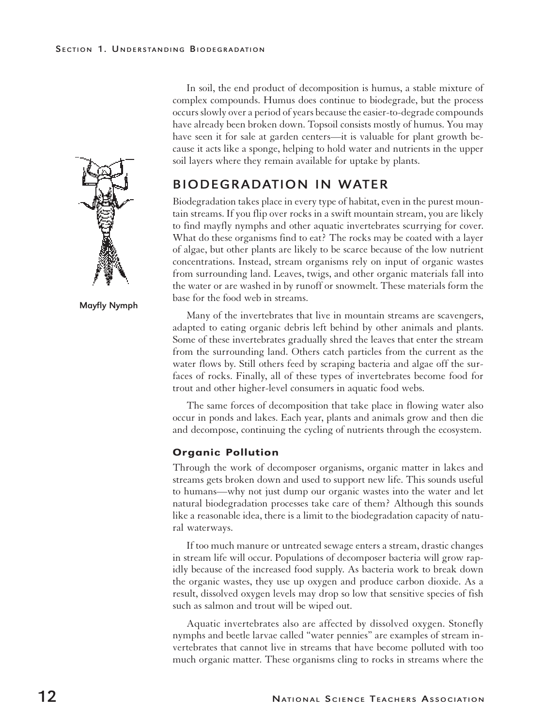In soil, the end product of decomposition is humus, a stable mixture of complex compounds. Humus does continue to biodegrade, but the process occurs slowly over a period of years because the easier-to-degrade compounds have already been broken down. Topsoil consists mostly of humus. You may have seen it for sale at garden centers—it is valuable for plant growth because it acts like a sponge, helping to hold water and nutrients in the upper soil layers where they remain available for uptake by plants.

## BIODEGRADATION IN WATER

Mayfly Nymph

Biodegradation takes place in every type of habitat, even in the purest mountain streams. If you flip over rocks in a swift mountain stream, you are likely to find mayfly nymphs and other aquatic invertebrates scurrying for cover. What do these organisms find to eat? The rocks may be coated with a layer of algae, but other plants are likely to be scarce because of the low nutrient concentrations. Instead, stream organisms rely on input of organic wastes from surrounding land. Leaves, twigs, and other organic materials fall into the water or are washed in by runoff or snowmelt. These materials form the base for the food web in streams.

Many of the invertebrates that live in mountain streams are scavengers, adapted to eating organic debris left behind by other animals and plants. Some of these invertebrates gradually shred the leaves that enter the stream from the surrounding land. Others catch particles from the current as the water flows by. Still others feed by scraping bacteria and algae off the surfaces of rocks. Finally, all of these types of invertebrates become food for trout and other higher-level consumers in aquatic food webs.

The same forces of decomposition that take place in flowing water also occur in ponds and lakes. Each year, plants and animals grow and then die and decompose, continuing the cycling of nutrients through the ecosystem.

### Organic Pollution

Through the work of decomposer organisms, organic matter in lakes and streams gets broken down and used to support new life. This sounds useful to humans—why not just dump our organic wastes into the water and let natural biodegradation processes take care of them? Although this sounds like a reasonable idea, there is a limit to the biodegradation capacity of natural waterways.

If too much manure or untreated sewage enters a stream, drastic changes in stream life will occur. Populations of decomposer bacteria will grow rapidly because of the increased food supply. As bacteria work to break down the organic wastes, they use up oxygen and produce carbon dioxide. As a result, dissolved oxygen levels may drop so low that sensitive species of fish such as salmon and trout will be wiped out.

Aquatic invertebrates also are affected by dissolved oxygen. Stonefly nymphs and beetle larvae called "water pennies" are examples of stream invertebrates that cannot live in streams that have become polluted with too much organic matter. These organisms cling to rocks in streams where the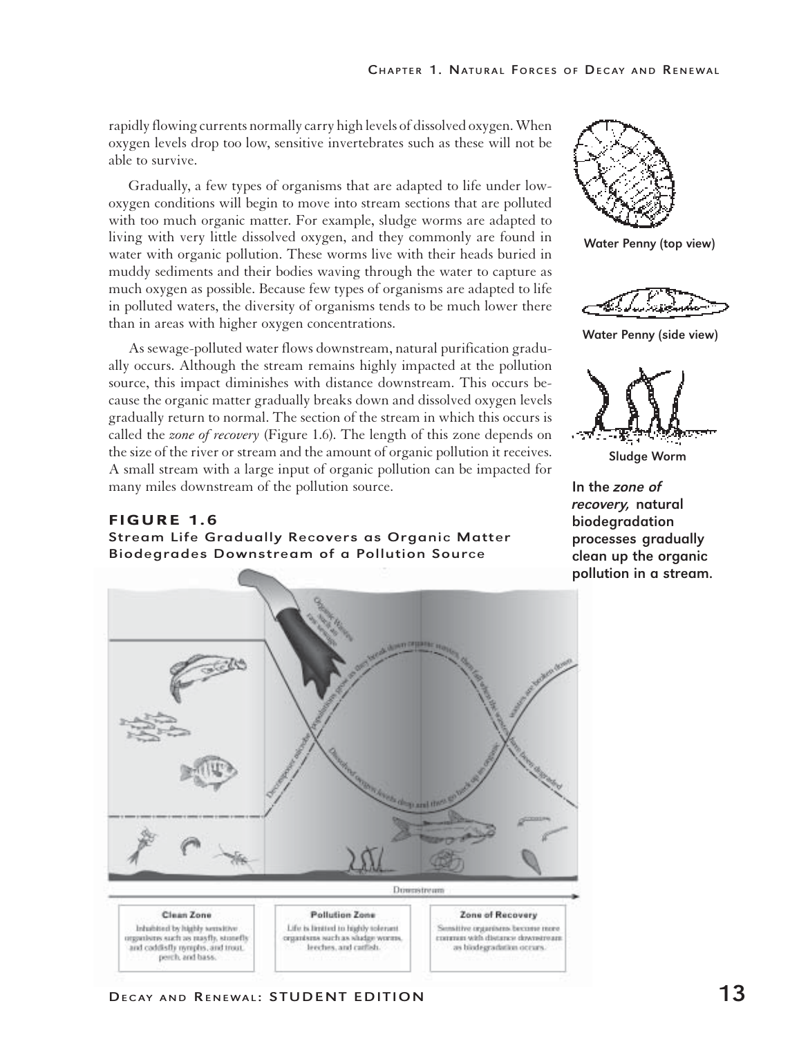rapidly flowing currents normally carry high levels of dissolved oxygen. When oxygen levels drop too low, sensitive invertebrates such as these will not be able to survive.

Gradually, a few types of organisms that are adapted to life under low-oxygen conditions will begin to move into stream sections that are polluted with too much organic matter. For example, sludge worms are adapted to living with very little dissolved oxygen, and they commonly are found in water with organic pollution. These worms live with their heads buried in muddy sediments and their bodies waving through the water to capture as much oxygen as possible. Because few types of organisms are adapted to life in polluted waters, the diversity of organisms tends to be much lower there than in areas with higher oxygen concentrations.

As sewage-polluted water flows downstream, natural purification gradually occurs. Although the stream remains highly impacted at the pollution source, this impact diminishes with distance downstream. This occurs because the organic matter gradually breaks down and dissolved oxygen levels gradually return to normal. The section of the stream in which this occurs is called the *zone of recovery* (Figure 1.6). The length of this zone depends on the size of the river or stream and the amount of organic pollution it receives. A small stream with a large input of organic pollution can be impacted for many miles downstream of the pollution source.

Water Penny (top view)

Water Penny (side view)

Sludge Worm

**In the *zone of recovery,* natural biodegradation processes gradually clean up the organic pollution in a stream.**

**FIGURE 1.6**
**Stream Life Gradually Recovers as Organic Matter Biodegrades Downstream of a Pollution Source**

Organic Wastes such as raw sewage

Decomposer microbe populations grow as they break down organic wastes, then fall when the wastes are broken down

Dissolved oxygen levels drop and then go back up as organic wastes have been degraded

Downstream

**Clean Zone**
Inhabited by highly sensitive organisms such as mayfly, stonefly and caddisfly nymphs, and trout, perch, and bass.

**Pollution Zone**
Life is limited to highly tolerant organisms such as sludge worms, leeches, and catfish.

**Zone of Recovery**
Sensitive organisms become more common with distance downstream as biodegradation occurs.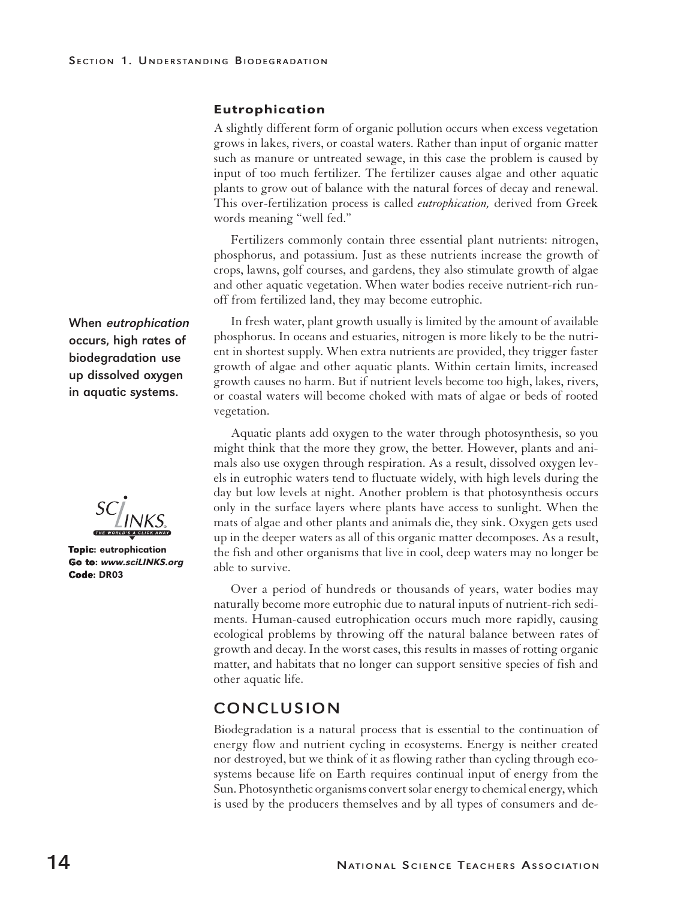### Eutrophication

A slightly different form of organic pollution occurs when excess vegetation grows in lakes, rivers, or coastal waters. Rather than input of organic matter such as manure or untreated sewage, in this case the problem is caused by input of too much fertilizer. The fertilizer causes algae and other aquatic plants to grow out of balance with the natural forces of decay and renewal. This over-fertilization process is called *eutrophication,* derived from Greek words meaning "well fed."

Fertilizers commonly contain three essential plant nutrients: nitrogen, phosphorus, and potassium. Just as these nutrients increase the growth of crops, lawns, golf courses, and gardens, they also stimulate growth of algae and other aquatic vegetation. When water bodies receive nutrient-rich runoff from fertilized land, they may become eutrophic.

**When *eutrophication* occurs, high rates of biodegradation use up dissolved oxygen in aquatic systems.**

In fresh water, plant growth usually is limited by the amount of available phosphorus. In oceans and estuaries, nitrogen is more likely to be the nutrient in shortest supply. When extra nutrients are provided, they trigger faster growth of algae and other aquatic plants. Within certain limits, increased growth causes no harm. But if nutrient levels become too high, lakes, rivers, or coastal waters will become choked with mats of algae or beds of rooted vegetation.

Aquatic plants add oxygen to the water through photosynthesis, so you might think that the more they grow, the better. However, plants and animals also use oxygen through respiration. As a result, dissolved oxygen levels in eutrophic waters tend to fluctuate widely, with high levels during the day but low levels at night. Another problem is that photosynthesis occurs only in the surface layers where plants have access to sunlight. When the mats of algae and other plants and animals die, they sink. Oxygen gets used up in the deeper waters as all of this organic matter decomposes. As a result, the fish and other organisms that live in cool, deep waters may no longer be able to survive.

**Topic**: eutrophication
**Go to**: *www.sciLINKS.org*
**Code**: DR03

Over a period of hundreds or thousands of years, water bodies may naturally become more eutrophic due to natural inputs of nutrient-rich sediments. Human-caused eutrophication occurs much more rapidly, causing ecological problems by throwing off the natural balance between rates of growth and decay. In the worst cases, this results in masses of rotting organic matter, and habitats that no longer can support sensitive species of fish and other aquatic life.

## CONCLUSION

Biodegradation is a natural process that is essential to the continuation of energy flow and nutrient cycling in ecosystems. Energy is neither created nor destroyed, but we think of it as flowing rather than cycling through ecosystems because life on Earth requires continual input of energy from the Sun. Photosynthetic organisms convert solar energy to chemical energy, which is used by the producers themselves and by all types of consumers and de-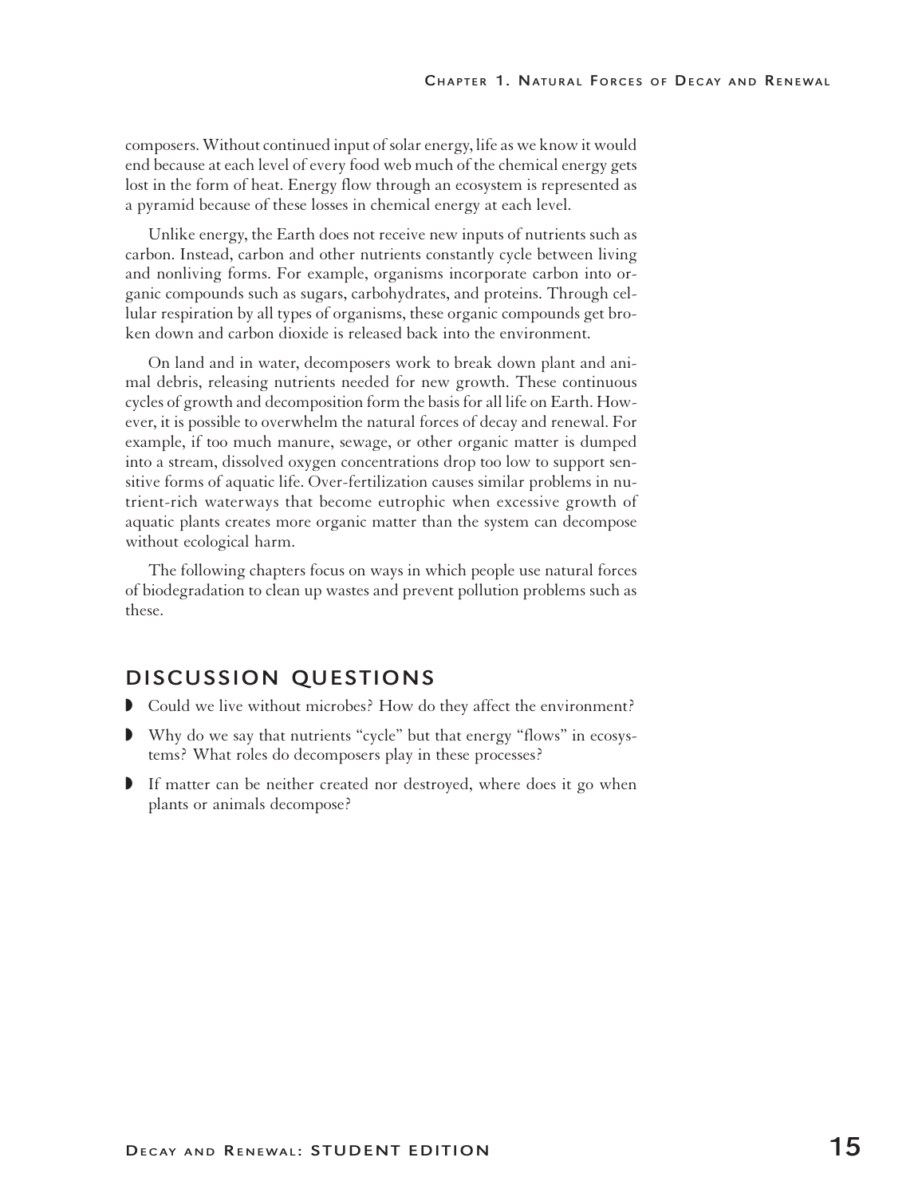composers. Without continued input of solar energy, life as we know it would end because at each level of every food web much of the chemical energy gets lost in the form of heat. Energy flow through an ecosystem is represented as a pyramid because of these losses in chemical energy at each level.

Unlike energy, the Earth does not receive new inputs of nutrients such as carbon. Instead, carbon and other nutrients constantly cycle between living and nonliving forms. For example, organisms incorporate carbon into organic compounds such as sugars, carbohydrates, and proteins. Through cellular respiration by all types of organisms, these organic compounds get broken down and carbon dioxide is released back into the environment.

On land and in water, decomposers work to break down plant and animal debris, releasing nutrients needed for new growth. These continuous cycles of growth and decomposition form the basis for all life on Earth. However, it is possible to overwhelm the natural forces of decay and renewal. For example, if too much manure, sewage, or other organic matter is dumped into a stream, dissolved oxygen concentrations drop too low to support sensitive forms of aquatic life. Over-fertilization causes similar problems in nutrient-rich waterways that become eutrophic when excessive growth of aquatic plants creates more organic matter than the system can decompose without ecological harm.

The following chapters focus on ways in which people use natural forces of biodegradation to clean up wastes and prevent pollution problems such as these.

## DISCUSSION QUESTIONS

- Could we live without microbes? How do they affect the environment?
- Why do we say that nutrients "cycle" but that energy "flows" in ecosystems? What roles do decomposers play in these processes?
- If matter can be neither created nor destroyed, where does it go when plants or animals decompose?